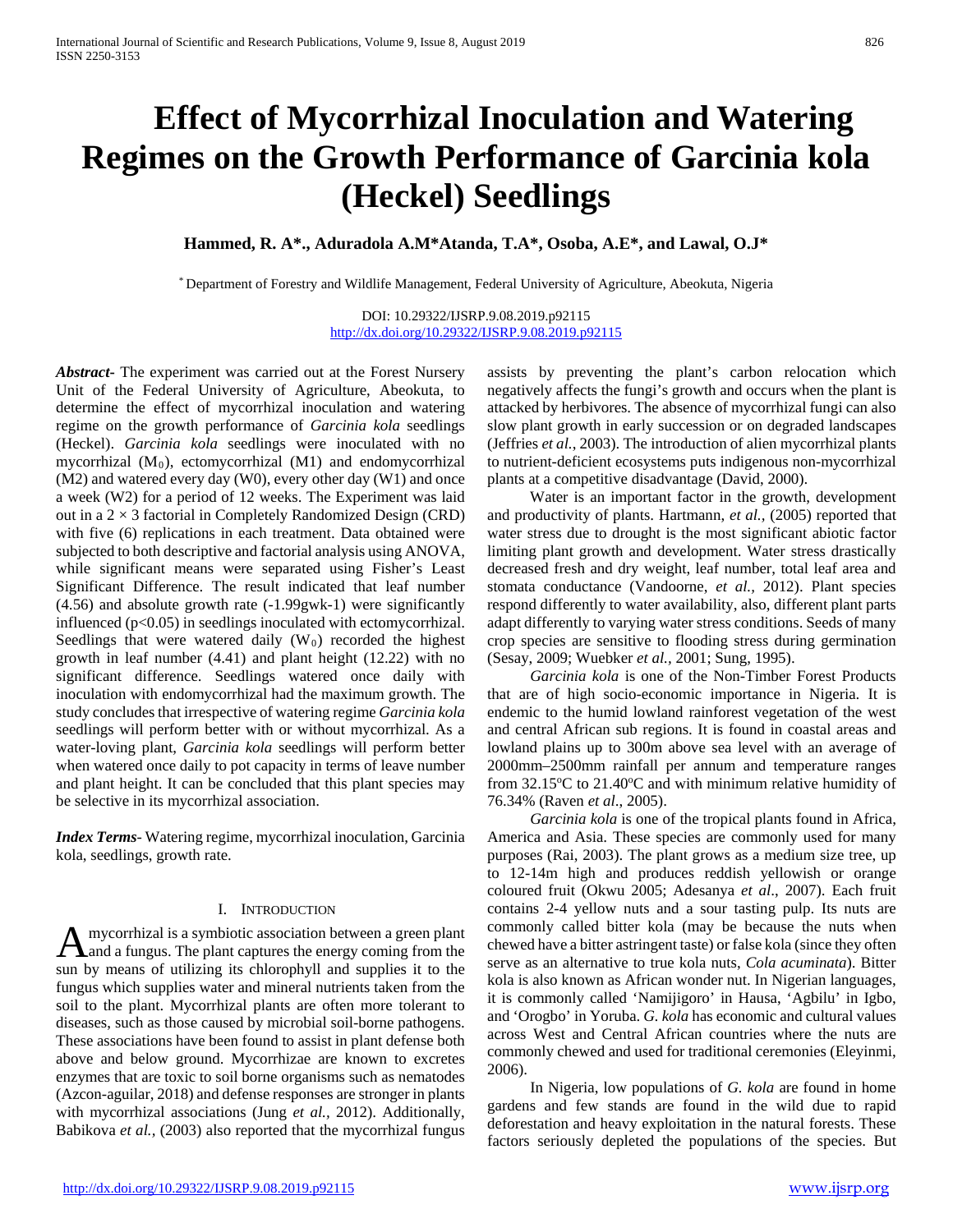# Effect of Mycorrhizal Inoculation and Watering Regimes on the Growth Performance of Garcinia kola (Heckel) Seedlings

**Hammed, R. A*., Aduradola A.M*Atanda, T.A*, Osoba, A.E*, and Lawal, O.J***

* Department of Forestry and Wildlife Management, Federal University of Agriculture, Abeokuta, Nigeria

DOI: 10.29322/IJSRP.9.08.2019.p92115
http://dx.doi.org/10.29322/IJSRP.9.08.2019.p92115

***Abstract***- The experiment was carried out at the Forest Nursery Unit of the Federal University of Agriculture, Abeokuta, to determine the effect of mycorrhizal inoculation and watering regime on the growth performance of *Garcinia kola* seedlings (Heckel). *Garcinia kola* seedlings were inoculated with no mycorrhizal ($M_0$), ectomycorrhizal (M1) and endomycorrhizal (M2) and watered every day (W0), every other day (W1) and once a week (W2) for a period of 12 weeks. The Experiment was laid out in a 2 × 3 factorial in Completely Randomized Design (CRD) with five (6) replications in each treatment. Data obtained were subjected to both descriptive and factorial analysis using ANOVA, while significant means were separated using Fisher's Least Significant Difference. The result indicated that leaf number (4.56) and absolute growth rate (-1.99gwk-1) were significantly influenced ($p<0.05$) in seedlings inoculated with ectomycorrhizal. Seedlings that were watered daily ($W_0$) recorded the highest growth in leaf number (4.41) and plant height (12.22) with no significant difference. Seedlings watered once daily with inoculation with endomycorrhizal had the maximum growth. The study concludes that irrespective of watering regime *Garcinia kola* seedlings will perform better with or without mycorrhizal. As a water-loving plant, *Garcinia kola* seedlings will perform better when watered once daily to pot capacity in terms of leave number and plant height. It can be concluded that this plant species may be selective in its mycorrhizal association.

***Index Terms***- Watering regime, mycorrhizal inoculation, Garcinia kola, seedlings, growth rate.

## I. Introduction

A mycorrhizal is a symbiotic association between a green plant and a fungus. The plant captures the energy coming from the sun by means of utilizing its chlorophyll and supplies it to the fungus which supplies water and mineral nutrients taken from the soil to the plant. Mycorrhizal plants are often more tolerant to diseases, such as those caused by microbial soil-borne pathogens. These associations have been found to assist in plant defense both above and below ground. Mycorrhizae are known to excretes enzymes that are toxic to soil borne organisms such as nematodes (Azcon-aguilar, 2018) and defense responses are stronger in plants with mycorrhizal associations (Jung *et al.,* 2012). Additionally, Babikova *et al.,* (2003) also reported that the mycorrhizal fungus assists by preventing the plant's carbon relocation which negatively affects the fungi's growth and occurs when the plant is attacked by herbivores. The absence of mycorrhizal fungi can also slow plant growth in early succession or on degraded landscapes (Jeffries *et al.,* 2003). The introduction of alien mycorrhizal plants to nutrient-deficient ecosystems puts indigenous non-mycorrhizal plants at a competitive disadvantage (David, 2000).

Water is an important factor in the growth, development and productivity of plants. Hartmann, *et al.,* (2005) reported that water stress due to drought is the most significant abiotic factor limiting plant growth and development. Water stress drastically decreased fresh and dry weight, leaf number, total leaf area and stomata conductance (Vandoorne, *et al.,* 2012). Plant species respond differently to water availability, also, different plant parts adapt differently to varying water stress conditions. Seeds of many crop species are sensitive to flooding stress during germination (Sesay, 2009; Wuebker *et al.,* 2001; Sung, 1995).

*Garcinia kola* is one of the Non-Timber Forest Products that are of high socio-economic importance in Nigeria. It is endemic to the humid lowland rainforest vegetation of the west and central African sub regions. It is found in coastal areas and lowland plains up to 300m above sea level with an average of 2000mm–2500mm rainfall per annum and temperature ranges from 32.15$^{o}$C to 21.40$^{o}$C and with minimum relative humidity of 76.34% (Raven *et al*., 2005).

*Garcinia kola* is one of the tropical plants found in Africa, America and Asia. These species are commonly used for many purposes (Rai, 2003). The plant grows as a medium size tree, up to 12-14m high and produces reddish yellowish or orange coloured fruit (Okwu 2005; Adesanya *et al*., 2007). Each fruit contains 2-4 yellow nuts and a sour tasting pulp. Its nuts are commonly called bitter kola (may be because the nuts when chewed have a bitter astringent taste) or false kola (since they often serve as an alternative to true kola nuts, *Cola acuminata*). Bitter kola is also known as African wonder nut. In Nigerian languages, it is commonly called 'Namijigoro' in Hausa, 'Agbilu' in Igbo, and 'Orogbo' in Yoruba. *G. kola* has economic and cultural values across West and Central African countries where the nuts are commonly chewed and used for traditional ceremonies (Eleyinmi, 2006).

In Nigeria, low populations of *G. kola* are found in home gardens and few stands are found in the wild due to rapid deforestation and heavy exploitation in the natural forests. These factors seriously depleted the populations of the species. But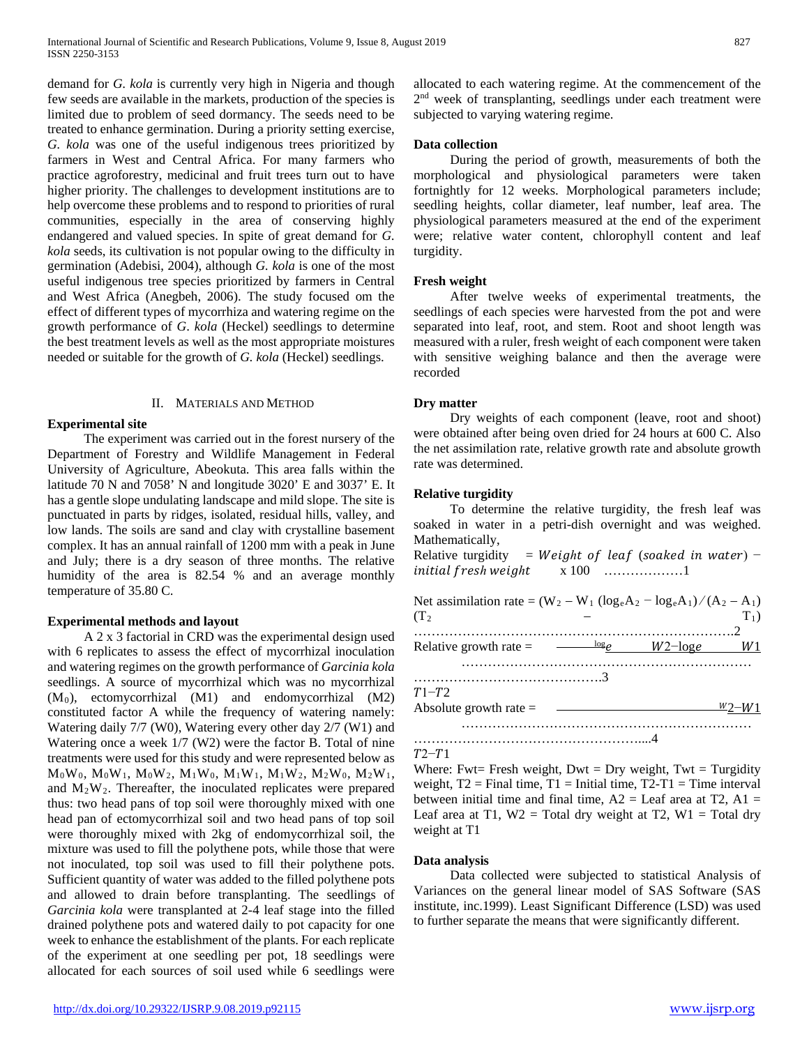demand for *G. kola* is currently very high in Nigeria and though few seeds are available in the markets, production of the species is limited due to problem of seed dormancy. The seeds need to be treated to enhance germination. During a priority setting exercise, *G. kola* was one of the useful indigenous trees prioritized by farmers in West and Central Africa. For many farmers who practice agroforestry, medicinal and fruit trees turn out to have higher priority. The challenges to development institutions are to help overcome these problems and to respond to priorities of rural communities, especially in the area of conserving highly endangered and valued species. In spite of great demand for *G. kola* seeds, its cultivation is not popular owing to the difficulty in germination (Adebisi, 2004), although *G. kola* is one of the most useful indigenous tree species prioritized by farmers in Central and West Africa (Anegbeh, 2006). The study focused om the effect of different types of mycorrhiza and watering regime on the growth performance of *G. kola* (Heckel) seedlings to determine the best treatment levels as well as the most appropriate moistures needed or suitable for the growth of *G. kola* (Heckel) seedlings.

## II. Materials and Method

### Experimental site

The experiment was carried out in the forest nursery of the Department of Forestry and Wildlife Management in Federal University of Agriculture, Abeokuta. This area falls within the latitude 70 N and 7058' N and longitude 3020' E and 3037' E. It has a gentle slope undulating landscape and mild slope. The site is punctuated in parts by ridges, isolated, residual hills, valley, and low lands. The soils are sand and clay with crystalline basement complex. It has an annual rainfall of 1200 mm with a peak in June and July; there is a dry season of three months. The relative humidity of the area is 82.54 % and an average monthly temperature of 35.80 C.

### Experimental methods and layout

A 2 x 3 factorial in CRD was the experimental design used with 6 replicates to assess the effect of mycorrhizal inoculation and watering regimes on the growth performance of *Garcinia kola* seedlings. A source of mycorrhizal which was no mycorrhizal ($M_0$), ectomycorrhizal (M1) and endomycorrhizal (M2) constituted factor A while the frequency of watering namely: Watering daily 7/7 (W0), Watering every other day 2/7 (W1) and Watering once a week 1/7 (W2) were the factor B. Total of nine treatments were used for this study and were represented below as $M_0W_0$, $M_0W_1$, $M_0W_2$, $M_1W_0$, $M_1W_1$, $M_1W_2$, $M_2W_0$, $M_2W_1$, and $M_2W_2$. Thereafter, the inoculated replicates were prepared thus: two head pans of top soil were thoroughly mixed with one head pan of ectomycorrhizal soil and two head pans of top soil were thoroughly mixed with 2kg of endomycorrhizal soil, the mixture was used to fill the polythene pots, while those that were not inoculated, top soil was used to fill their polythene pots. Sufficient quantity of water was added to the filled polythene pots and allowed to drain before transplanting. The seedlings of *Garcinia kola* were transplanted at 2-4 leaf stage into the filled drained polythene pots and watered daily to pot capacity for one week to enhance the establishment of the plants. For each replicate of the experiment at one seedling per pot, 18 seedlings were allocated for each sources of soil used while 6 seedlings were allocated to each watering regime. At the commencement of the 2nd week of transplanting, seedlings under each treatment were subjected to varying watering regime.

### Data collection

During the period of growth, measurements of both the morphological and physiological parameters were taken fortnightly for 12 weeks. Morphological parameters include; seedling heights, collar diameter, leaf number, leaf area. The physiological parameters measured at the end of the experiment were; relative water content, chlorophyll content and leaf turgidity.

### Fresh weight

After twelve weeks of experimental treatments, the seedlings of each species were harvested from the pot and were separated into leaf, root, and stem. Root and shoot length was measured with a ruler, fresh weight of each component were taken with sensitive weighing balance and then the average were recorded

### Dry matter

Dry weights of each component (leave, root and shoot) were obtained after being oven dried for 24 hours at 600 C. Also the net assimilation rate, relative growth rate and absolute growth rate was determined.

### Relative turgidity

To determine the relative turgidity, the fresh leaf was soaked in water in a petri-dish overnight and was weighed. Mathematically,

$$\text{Relative turgidity} = \textit{Weight of leaf (soaked in water)} - \textit{initial fresh weight} \times 100 \quad \ldots\ldots\ldots\ldots\ldots\ldots 1$$

$$\text{Net assimilation rate} = (W_2 - W_1 (\log_e A_2 - \log_e A_1) / (A_2 - A_1)(T_2 - T_1) \quad \ldots\ldots\ldots 2$$

$$\text{Relative growth rate} = \frac{\log_e W2 - \log_e W1}{T1 - T2} \quad \ldots\ldots\ldots 3$$

$$\text{Absolute growth rate} = \frac{W2 - W1}{T2 - T1} \quad \ldots\ldots\ldots 4$$

Where: Fwt= Fresh weight, Dwt = Dry weight, Twt = Turgidity weight, T2 = Final time, T1 = Initial time, T2-T1 = Time interval between initial time and final time, A2 = Leaf area at T2, A1 = Leaf area at T1, W2 = Total dry weight at T2, W1 = Total dry weight at T1

### Data analysis

Data collected were subjected to statistical Analysis of Variances on the general linear model of SAS Software (SAS institute, inc.1999). Least Significant Difference (LSD) was used to further separate the means that were significantly different.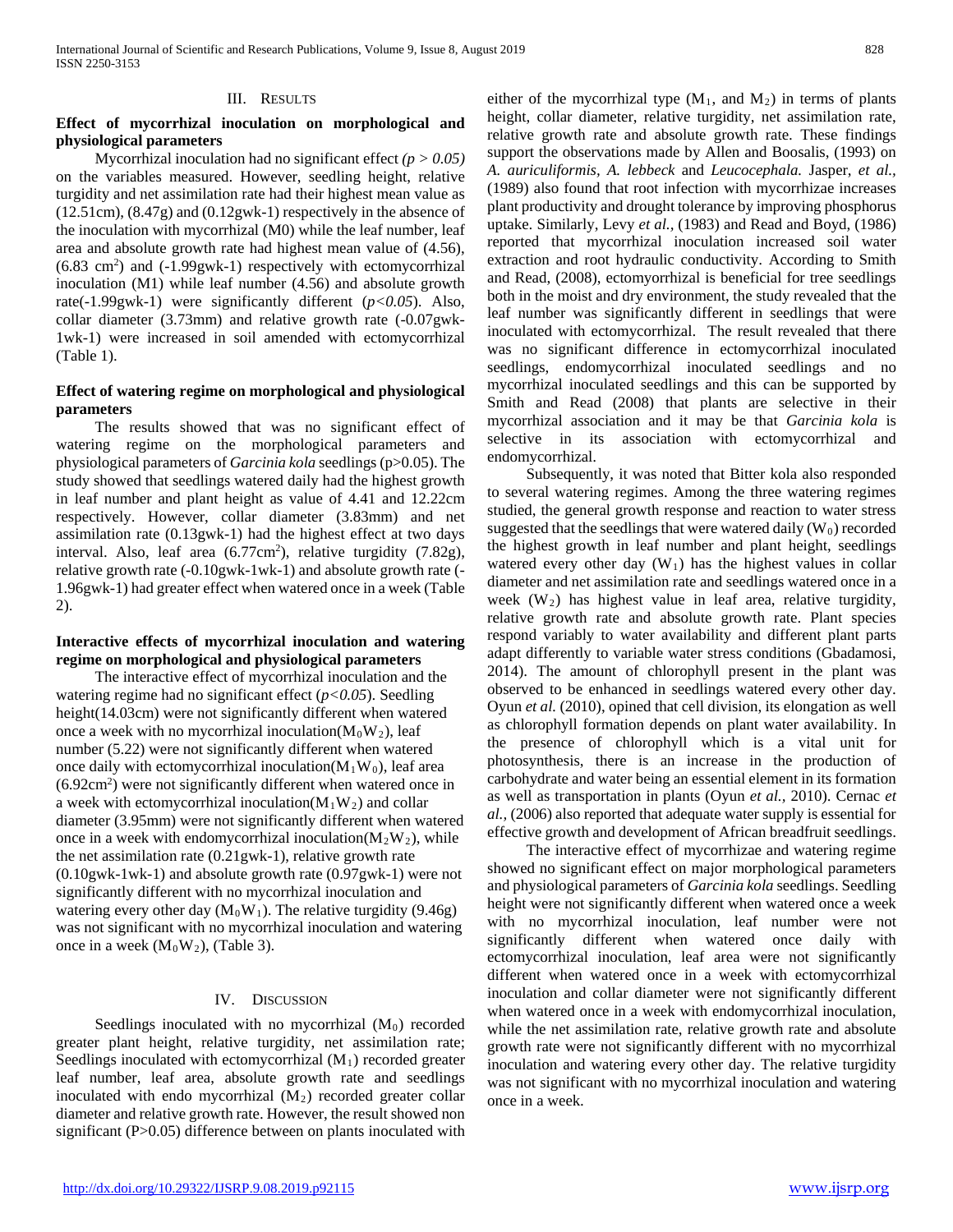## III. Results

### Effect of mycorrhizal inoculation on morphological and physiological parameters

Mycorrhizal inoculation had no significant effect *($p > 0.05$)* on the variables measured. However, seedling height, relative turgidity and net assimilation rate had their highest mean value as (12.51cm), (8.47g) and (0.12gwk-1) respectively in the absence of the inoculation with mycorrhizal (M0) while the leaf number, leaf area and absolute growth rate had highest mean value of (4.56), (6.83 $cm^2$) and (-1.99gwk-1) respectively with ectomycorrhizal inoculation (M1) while leaf number (4.56) and absolute growth rate(-1.99gwk-1) were significantly different (*$p<0.05$*). Also, collar diameter (3.73mm) and relative growth rate (-0.07gwk-1wk-1) were increased in soil amended with ectomycorrhizal (Table 1).

### Effect of watering regime on morphological and physiological parameters

The results showed that was no significant effect of watering regime on the morphological parameters and physiological parameters of *Garcinia kola* seedlings ($p>0.05$). The study showed that seedlings watered daily had the highest growth in leaf number and plant height as value of 4.41 and 12.22cm respectively. However, collar diameter (3.83mm) and net assimilation rate (0.13gwk-1) had the highest effect at two days interval. Also, leaf area (6.77$cm^2$), relative turgidity (7.82g), relative growth rate (-0.10gwk-1wk-1) and absolute growth rate (-1.96gwk-1) had greater effect when watered once in a week (Table 2).

### Interactive effects of mycorrhizal inoculation and watering regime on morphological and physiological parameters

The interactive effect of mycorrhizal inoculation and the watering regime had no significant effect (*$p<0.05$*). Seedling height(14.03cm) were not significantly different when watered once a week with no mycorrhizal inoculation($M_0W_2$), leaf number (5.22) were not significantly different when watered once daily with ectomycorrhizal inoculation($M_1W_0$), leaf area (6.92$cm^2$) were not significantly different when watered once in a week with ectomycorrhizal inoculation($M_1W_2$) and collar diameter (3.95mm) were not significantly different when watered once in a week with endomycorrhizal inoculation($M_2W_2$), while the net assimilation rate (0.21gwk-1), relative growth rate (0.10gwk-1wk-1) and absolute growth rate (0.97gwk-1) were not significantly different with no mycorrhizal inoculation and watering every other day ($M_0W_1$). The relative turgidity (9.46g) was not significant with no mycorrhizal inoculation and watering once in a week ($M_0W_2$), (Table 3).

## IV. Discussion

Seedlings inoculated with no mycorrhizal ($M_0$) recorded greater plant height, relative turgidity, net assimilation rate; Seedlings inoculated with ectomycorrhizal ($M_1$) recorded greater leaf number, leaf area, absolute growth rate and seedlings inoculated with endo mycorrhizal ($M_2$) recorded greater collar diameter and relative growth rate. However, the result showed non significant ($P>0.05$) difference between on plants inoculated with either of the mycorrhizal type ($M_1$, and $M_2$) in terms of plants height, collar diameter, relative turgidity, net assimilation rate, relative growth rate and absolute growth rate. These findings support the observations made by Allen and Boosalis, (1993) on *A. auriculiformis, A. lebbeck* and *Leucocephala.* Jasper, *et al.,* (1989) also found that root infection with mycorrhizae increases plant productivity and drought tolerance by improving phosphorus uptake. Similarly, Levy *et al.,* (1983) and Read and Boyd, (1986) reported that mycorrhizal inoculation increased soil water extraction and root hydraulic conductivity. According to Smith and Read, (2008), ectomyorrhizal is beneficial for tree seedlings both in the moist and dry environment, the study revealed that the leaf number was significantly different in seedlings that were inoculated with ectomycorrhizal. The result revealed that there was no significant difference in ectomycorrhizal inoculated seedlings, endomycorrhizal inoculated seedlings and no mycorrhizal inoculated seedlings and this can be supported by Smith and Read (2008) that plants are selective in their mycorrhizal association and it may be that *Garcinia kola* is selective in its association with ectomycorrhizal and endomycorrhizal.

Subsequently, it was noted that Bitter kola also responded to several watering regimes. Among the three watering regimes studied, the general growth response and reaction to water stress suggested that the seedlings that were watered daily ($W_0$) recorded the highest growth in leaf number and plant height, seedlings watered every other day ($W_1$) has the highest values in collar diameter and net assimilation rate and seedlings watered once in a week ($W_2$) has highest value in leaf area, relative turgidity, relative growth rate and absolute growth rate. Plant species respond variably to water availability and different plant parts adapt differently to variable water stress conditions (Gbadamosi, 2014). The amount of chlorophyll present in the plant was observed to be enhanced in seedlings watered every other day. Oyun *et al.* (2010), opined that cell division, its elongation as well as chlorophyll formation depends on plant water availability. In the presence of chlorophyll which is a vital unit for photosynthesis, there is an increase in the production of carbohydrate and water being an essential element in its formation as well as transportation in plants (Oyun *et al.,* 2010). Cernac *et al.,* (2006) also reported that adequate water supply is essential for effective growth and development of African breadfruit seedlings.

The interactive effect of mycorrhizae and watering regime showed no significant effect on major morphological parameters and physiological parameters of *Garcinia kola* seedlings. Seedling height were not significantly different when watered once a week with no mycorrhizal inoculation, leaf number were not significantly different when watered once daily with ectomycorrhizal inoculation, leaf area were not significantly different when watered once in a week with ectomycorrhizal inoculation and collar diameter were not significantly different when watered once in a week with endomycorrhizal inoculation, while the net assimilation rate, relative growth rate and absolute growth rate were not significantly different with no mycorrhizal inoculation and watering every other day. The relative turgidity was not significant with no mycorrhizal inoculation and watering once in a week.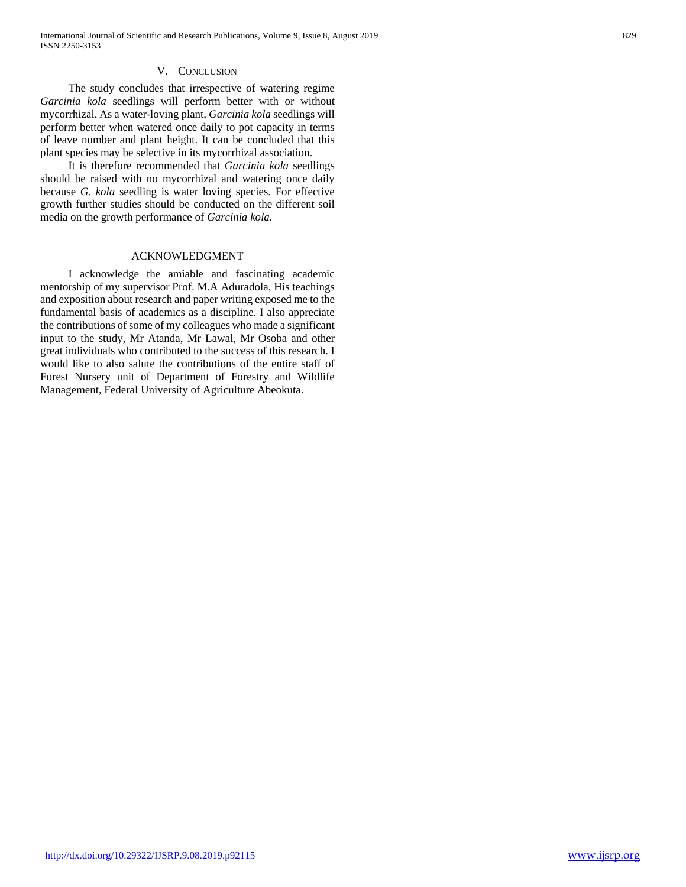## V. Conclusion

The study concludes that irrespective of watering regime *Garcinia kola* seedlings will perform better with or without mycorrhizal. As a water-loving plant, *Garcinia kola* seedlings will perform better when watered once daily to pot capacity in terms of leave number and plant height. It can be concluded that this plant species may be selective in its mycorrhizal association.

It is therefore recommended that *Garcinia kola* seedlings should be raised with no mycorrhizal and watering once daily because *G. kola* seedling is water loving species. For effective growth further studies should be conducted on the different soil media on the growth performance of *Garcinia kola.*

## ACKNOWLEDGMENT

I acknowledge the amiable and fascinating academic mentorship of my supervisor Prof. M.A Aduradola, His teachings and exposition about research and paper writing exposed me to the fundamental basis of academics as a discipline. I also appreciate the contributions of some of my colleagues who made a significant input to the study, Mr Atanda, Mr Lawal, Mr Osoba and other great individuals who contributed to the success of this research. I would like to also salute the contributions of the entire staff of Forest Nursery unit of Department of Forestry and Wildlife Management, Federal University of Agriculture Abeokuta.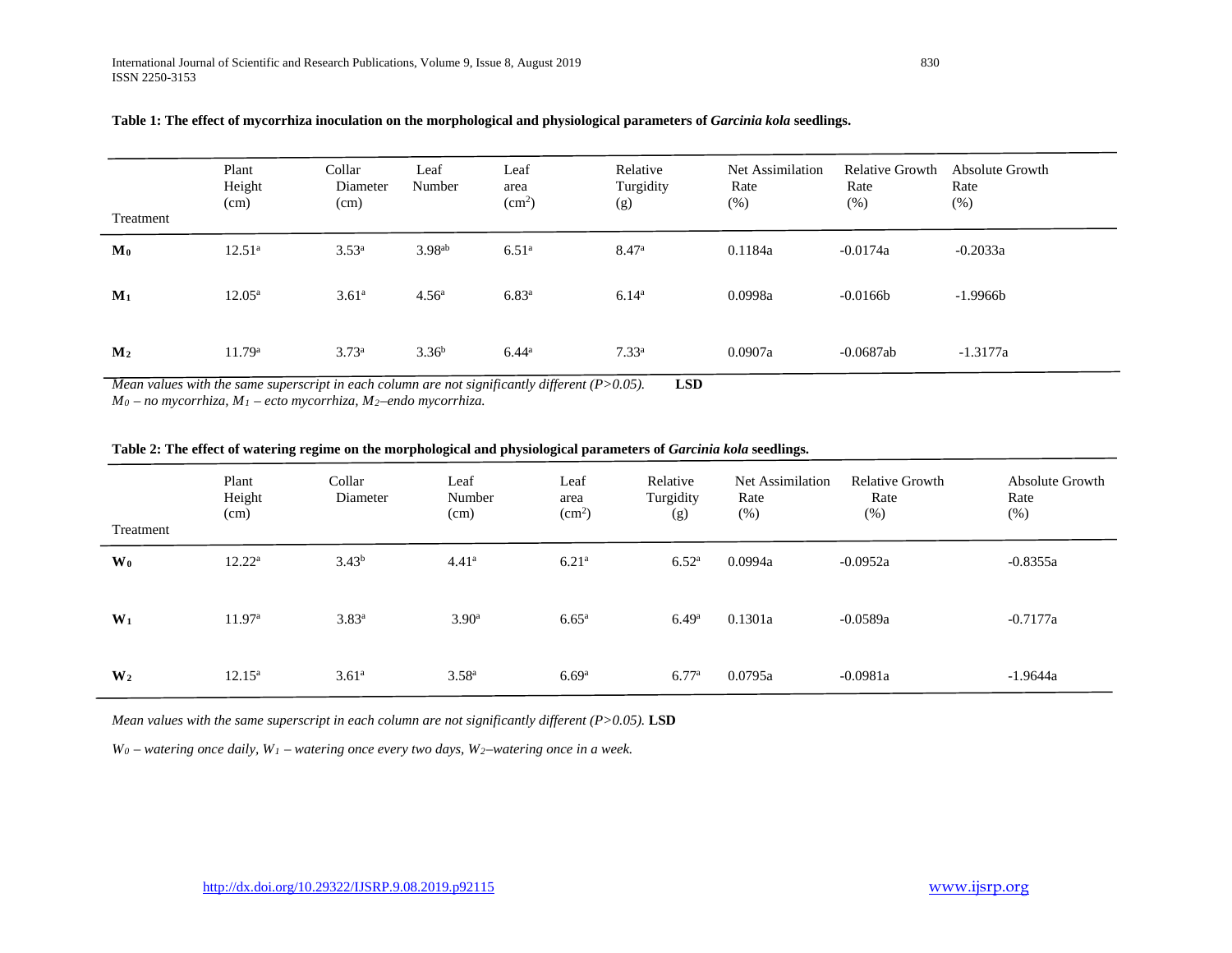**Table 1: The effect of mycorrhiza inoculation on the morphological and physiological parameters of *Garcinia kola* seedlings.**

| Treatment | Plant Height (cm) | Collar Diameter (cm) | Leaf Number | Leaf area ($cm^2$) | Relative Turgidity (g) | Net Assimilation Rate (%) | Relative Growth Rate (%) | Absolute Growth Rate (%) |
|---|---|---|---|---|---|---|---|---|
| $M_0$ | $12.51^a$ | $3.53^a$ | $3.98^{ab}$ | $6.51^a$ | $8.47^a$ | 0.1184a | -0.0174a | -0.2033a |
| $M_1$ | $12.05^a$ | $3.61^a$ | $4.56^a$ | $6.83^a$ | $6.14^a$ | 0.0998a | -0.0166b | -1.9966b |
| $M_2$ | $11.79^a$ | $3.73^a$ | $3.36^b$ | $6.44^a$ | $7.33^a$ | 0.0907a | -0.0687ab | -1.3177a |

*Mean values with the same superscript in each column are not significantly different (P>0.05).* **LSD**

*$M_0$ – no mycorrhiza, $M_1$ – ecto mycorrhiza, $M_2$–endo mycorrhiza.*

**Table 2: The effect of watering regime on the morphological and physiological parameters of *Garcinia kola* seedlings.**

| Treatment | Plant Height (cm) | Collar Diameter | Leaf Number (cm) | Leaf area ($cm^2$) | Relative Turgidity (g) | Net Assimilation Rate (%) | Relative Growth Rate (%) | Absolute Growth Rate (%) |
|---|---|---|---|---|---|---|---|---|
| $W_0$ | $12.22^a$ | $3.43^b$ | $4.41^a$ | $6.21^a$ | $6.52^a$ | 0.0994a | -0.0952a | -0.8355a |
| $W_1$ | $11.97^a$ | $3.83^a$ | $3.90^a$ | $6.65^a$ | $6.49^a$ | 0.1301a | -0.0589a | -0.7177a |
| $W_2$ | $12.15^a$ | $3.61^a$ | $3.58^a$ | $6.69^a$ | $6.77^a$ | 0.0795a | -0.0981a | -1.9644a |

*Mean values with the same superscript in each column are not significantly different (P>0.05).* **LSD**

*$W_0$ – watering once daily, $W_1$ – watering once every two days, $W_2$–watering once in a week.*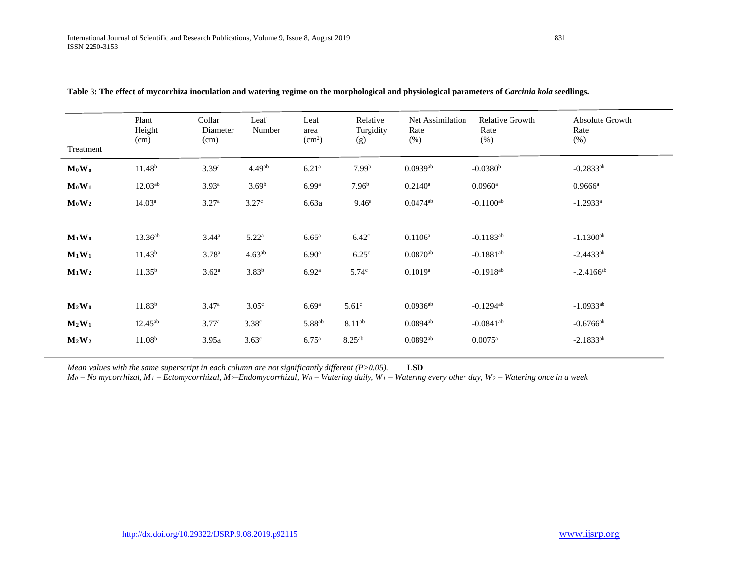**Table 3: The effect of mycorrhiza inoculation and watering regime on the morphological and physiological parameters of *Garcinia kola* seedlings.**

| Treatment | Plant Height (cm) | Collar Diameter (cm) | Leaf Number | Leaf area ($cm^2$) | Relative Turgidity (g) | Net Assimilation Rate (%) | Relative Growth Rate (%) | Absolute Growth Rate (%) |
|---|---|---|---|---|---|---|---|---|
| **$M_0W_0$** | $11.48^{b}$ | $3.39^{a}$ | $4.49^{ab}$ | $6.21^{a}$ | $7.99^{b}$ | $0.0939^{ab}$ | $-0.0380^{b}$ | $-0.2833^{ab}$ |
| **$M_0W_1$** | $12.03^{ab}$ | $3.93^{a}$ | $3.69^{b}$ | $6.99^{a}$ | $7.96^{b}$ | $0.2140^{a}$ | $0.0960^{a}$ | $0.9666^{a}$ |
| **$M_0W_2$** | $14.03^{a}$ | $3.27^{a}$ | $3.27^{c}$ | 6.63a | $9.46^{a}$ | $0.0474^{ab}$ | $-0.1100^{ab}$ | $-1.2933^{a}$ |
| **$M_1W_0$** | $13.36^{ab}$ | $3.44^{a}$ | $5.22^{a}$ | $6.65^{a}$ | $6.42^{c}$ | $0.1106^{a}$ | $-0.1183^{ab}$ | $-1.1300^{ab}$ |
| **$M_1W_1$** | $11.43^{b}$ | $3.78^{a}$ | $4.63^{ab}$ | $6.90^{a}$ | $6.25^{c}$ | $0.0870^{ab}$ | $-0.1881^{ab}$ | $-2.4433^{ab}$ |
| **$M_1W_2$** | $11.35^{b}$ | $3.62^{a}$ | $3.83^{b}$ | $6.92^{a}$ | $5.74^{c}$ | $0.1019^{a}$ | $-0.1918^{ab}$ | $-.2.4166^{ab}$ |
| **$M_2W_0$** | $11.83^{b}$ | $3.47^{a}$ | $3.05^{c}$ | $6.69^{a}$ | $5.61^{c}$ | $0.0936^{ab}$ | $-0.1294^{ab}$ | $-1.0933^{ab}$ |
| **$M_2W_1$** | $12.45^{ab}$ | $3.77^{a}$ | $3.38^{c}$ | $5.88^{ab}$ | $8.11^{ab}$ | $0.0894^{ab}$ | $-0.0841^{ab}$ | $-0.6766^{ab}$ |
| **$M_2W_2$** | $11.08^{b}$ | 3.95a | $3.63^{c}$ | $6.75^{a}$ | $8.25^{ab}$ | $0.0892^{ab}$ | $0.0075^{a}$ | $-2.1833^{ab}$ |

*Mean values with the same superscript in each column are not significantly different ($P>0.05$).* **LSD**

*$M_0$ – No mycorrhizal, $M_1$ – Ectomycorrhizal, $M_2$–Endomycorrhizal, $W_0$ – Watering daily, $W_1$ – Watering every other day, $W_2$ – Watering once in a week*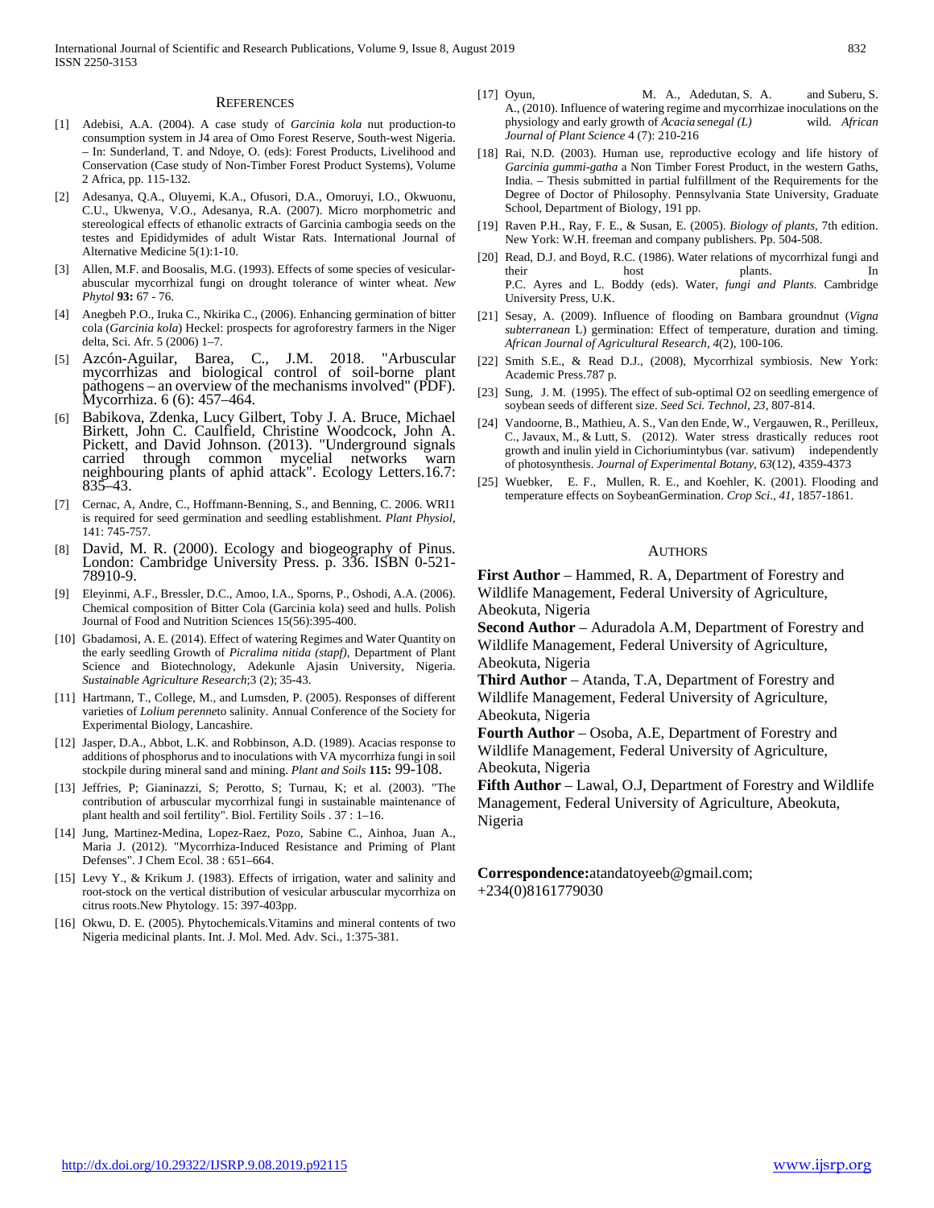## REFERENCES

[1] Adebisi, A.A. (2004). A case study of *Garcinia kola* nut production-to consumption system in J4 area of Omo Forest Reserve, South-west Nigeria. – In: Sunderland, T. and Ndoye, O. (eds): Forest Products, Livelihood and Conservation (Case study of Non-Timber Forest Product Systems), Volume 2 Africa, pp. 115-132.

[2] Adesanya, Q.A., Oluyemi, K.A., Ofusori, D.A., Omoruyi, I.O., Okwuonu, C.U., Ukwenya, V.O., Adesanya, R.A. (2007). Micro morphometric and stereological effects of ethanolic extracts of Garcinia cambogia seeds on the testes and Epididymides of adult Wistar Rats. International Journal of Alternative Medicine 5(1):1-10.

[3] Allen, M.F. and Boosalis, M.G. (1993). Effects of some species of vesicular-abuscular mycorrhizal fungi on drought tolerance of winter wheat. *New Phytol* **93:** 67 - 76.

[4] Anegbeh P.O., Iruka C., Nkirika C., (2006). Enhancing germination of bitter cola (*Garcinia kola*) Heckel: prospects for agroforestry farmers in the Niger delta, Sci. Afr. 5 (2006) 1–7.

[5] Azcón-Aguilar, Barea, C., J.M. 2018. "Arbuscular mycorrhizas and biological control of soil-borne plant pathogens – an overview of the mechanisms involved" (PDF). Mycorrhiza. 6 (6): 457–464.

[6] Babikova, Zdenka, Lucy Gilbert, Toby J. A. Bruce, Michael Birkett, John C. Caulfield, Christine Woodcock, John A. Pickett, and David Johnson. (2013). "Underground signals carried through common mycelial networks warn neighbouring plants of aphid attack". Ecology Letters.16.7: 835–43.

[7] Cernac, A, Andre, C., Hoffmann-Benning, S., and Benning, C. 2006. WRI1 is required for seed germination and seedling establishment. *Plant Physiol*, 141: 745-757.

[8] David, M. R. (2000). Ecology and biogeography of Pinus. London: Cambridge University Press. p. 336. ISBN 0-521-78910-9.

[9] Eleyinmi, A.F., Bressler, D.C., Amoo, I.A., Sporns, P., Oshodi, A.A. (2006). Chemical composition of Bitter Cola (Garcinia kola) seed and hulls. Polish Journal of Food and Nutrition Sciences 15(56):395-400.

[10] Gbadamosi, A. E. (2014). Effect of watering Regimes and Water Quantity on the early seedling Growth of *Picralima nitida (stapf)*, Department of Plant Science and Biotechnology, Adekunle Ajasin University, Nigeria. *Sustainable Agriculture Research*;3 (2); 35-43.

[11] Hartmann, T., College, M., and Lumsden, P. (2005). Responses of different varieties of *Lolium perenne*to salinity. Annual Conference of the Society for Experimental Biology, Lancashire.

[12] Jasper, D.A., Abbot, L.K. and Robbinson, A.D. (1989). Acacias response to additions of phosphorus and to inoculations with VA mycorrhiza fungi in soil stockpile during mineral sand and mining. *Plant and Soils* **115:** 99-108.

[13] Jeffries, P; Gianinazzi, S; Perotto, S; Turnau, K; et al. (2003). "The contribution of arbuscular mycorrhizal fungi in sustainable maintenance of plant health and soil fertility". Biol. Fertility Soils . 37 : 1–16.

[14] Jung, Martinez-Medina, Lopez-Raez, Pozo, Sabine C., Ainhoa, Juan A., Maria J. (2012). "Mycorrhiza-Induced Resistance and Priming of Plant Defenses". J Chem Ecol. 38 : 651–664.

[15] Levy Y., & Krikum J. (1983). Effects of irrigation, water and salinity and root-stock on the vertical distribution of vesicular arbuscular mycorrhiza on citrus roots.New Phytology. 15: 397-403pp.

[16] Okwu, D. E. (2005). Phytochemicals.Vitamins and mineral contents of two Nigeria medicinal plants. Int. J. Mol. Med. Adv. Sci., 1:375-381.

[17] Oyun, M. A., Adedutan, S. A. and Suberu, S. A., (2010). Influence of watering regime and mycorrhizae inoculations on the physiology and early growth of *Acacia senegal (L)* wild. *African Journal of Plant Science* 4 (7): 210-216

[18] Rai, N.D. (2003). Human use, reproductive ecology and life history of *Garcinia gummi-gatha* a Non Timber Forest Product, in the western Gaths, India. – Thesis submitted in partial fulfillment of the Requirements for the Degree of Doctor of Philosophy. Pennsylvania State University, Graduate School, Department of Biology, 191 pp.

[19] Raven P.H., Ray, F. E., & Susan, E. (2005). *Biology of plants*, 7th edition. New York: W.H. freeman and company publishers. Pp. 504-508.

[20] Read, D.J. and Boyd, R.C. (1986). Water relations of mycorrhizal fungi and their host plants. In P.C. Ayres and L. Boddy (eds). Water, *fungi and Plants.* Cambridge University Press, U.K.

[21] Sesay, A. (2009). Influence of flooding on Bambara groundnut (*Vigna subterranean* L) germination: Effect of temperature, duration and timing. *African Journal of Agricultural Research, 4*(2), 100-106.

[22] Smith S.E., & Read D.J., (2008), Mycorrhizal symbiosis. New York: Academic Press.787 p.

[23] Sung, J. M. (1995). The effect of sub-optimal O2 on seedling emergence of soybean seeds of different size. *Seed Sci. Technol, 23*, 807-814.

[24] Vandoorne, B., Mathieu, A. S., Van den Ende, W., Vergauwen, R., Perilleux, C., Javaux, M., & Lutt, S. (2012). Water stress drastically reduces root growth and inulin yield in Cichoriumintybus (var. sativum) independently of photosynthesis. *Journal of Experimental Botany, 63*(12), 4359-4373

[25] Wuebker, E. F., Mullen, R. E., and Koehler, K. (2001). Flooding and temperature effects on SoybeanGermination. *Crop Sci., 41*, 1857-1861.

## AUTHORS

**First Author** – Hammed, R. A, Department of Forestry and Wildlife Management, Federal University of Agriculture, Abeokuta, Nigeria

**Second Author** – Aduradola A.M, Department of Forestry and Wildlife Management, Federal University of Agriculture, Abeokuta, Nigeria

**Third Author** – Atanda, T.A, Department of Forestry and Wildlife Management, Federal University of Agriculture, Abeokuta, Nigeria

**Fourth Author** – Osoba, A.E, Department of Forestry and Wildlife Management, Federal University of Agriculture, Abeokuta, Nigeria

**Fifth Author** – Lawal, O.J, Department of Forestry and Wildlife Management, Federal University of Agriculture, Abeokuta, Nigeria

**Correspondence:**atandatoyeeb@gmail.com; +234(0)8161779030